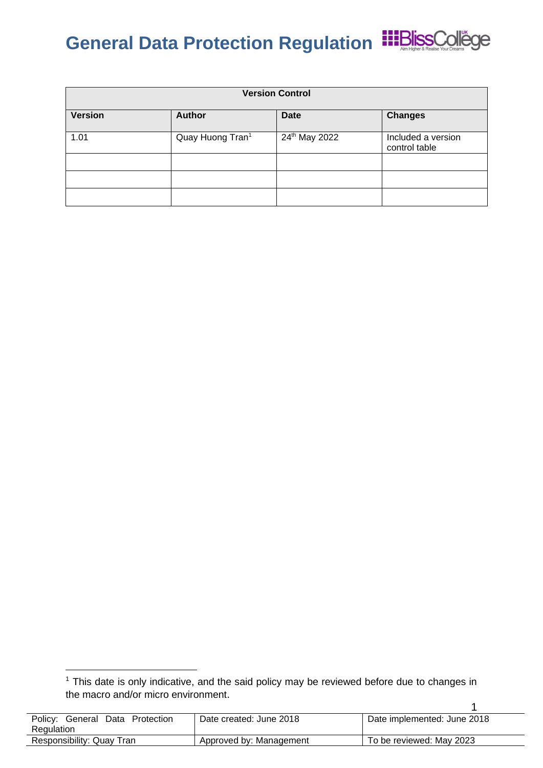# General Data Protection Regulation

| Version Control | | | |
|---|---|---|---|
| **Version** | **Author** | **Date** | **Changes** |
| 1.01 | Quay Huong Tran[1] | 24th May 2022 | Included a version control table |
| | | | |
| | | | |
| | | | |

[1] This date is only indicative, and the said policy may be reviewed before due to changes in the macro and/or micro environment.

| Policy: General Data Protection Regulation | Date created: June 2018 | Date implemented: June 2018 |
|---|---|---|
| Responsibility: Quay Tran | Approved by: Management | To be reviewed: May 2023 |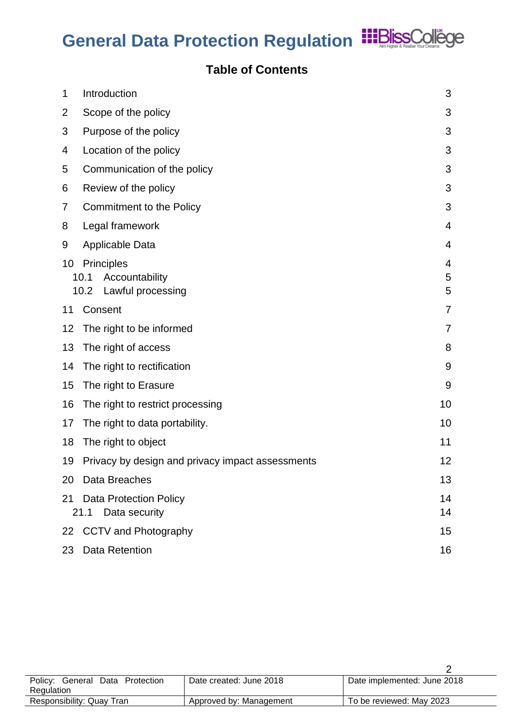# General Data Protection Regulation

## Table of Contents

| | | |
|---|---|---|
| 1 | Introduction | 3 |
| 2 | Scope of the policy | 3 |
| 3 | Purpose of the policy | 3 |
| 4 | Location of the policy | 3 |
| 5 | Communication of the policy | 3 |
| 6 | Review of the policy | 3 |
| 7 | Commitment to the Policy | 3 |
| 8 | Legal framework | 4 |
| 9 | Applicable Data | 4 |
| 10 | Principles | 4 |
| 10.1 | Accountability | 5 |
| 10.2 | Lawful processing | 5 |
| 11 | Consent | 7 |
| 12 | The right to be informed | 7 |
| 13 | The right of access | 8 |
| 14 | The right to rectification | 9 |
| 15 | The right to Erasure | 9 |
| 16 | The right to restrict processing | 10 |
| 17 | The right to data portability. | 10 |
| 18 | The right to object | 11 |
| 19 | Privacy by design and privacy impact assessments | 12 |
| 20 | Data Breaches | 13 |
| 21 | Data Protection Policy | 14 |
| 21.1 | Data security | 14 |
| 22 | CCTV and Photography | 15 |
| 23 | Data Retention | 16 |

| | | |
|---|---|---|
| Policy: General Data Protection Regulation | Date created: June 2018 | Date implemented: June 2018 |
| Responsibility: Quay Tran | Approved by: Management | To be reviewed: May 2023 |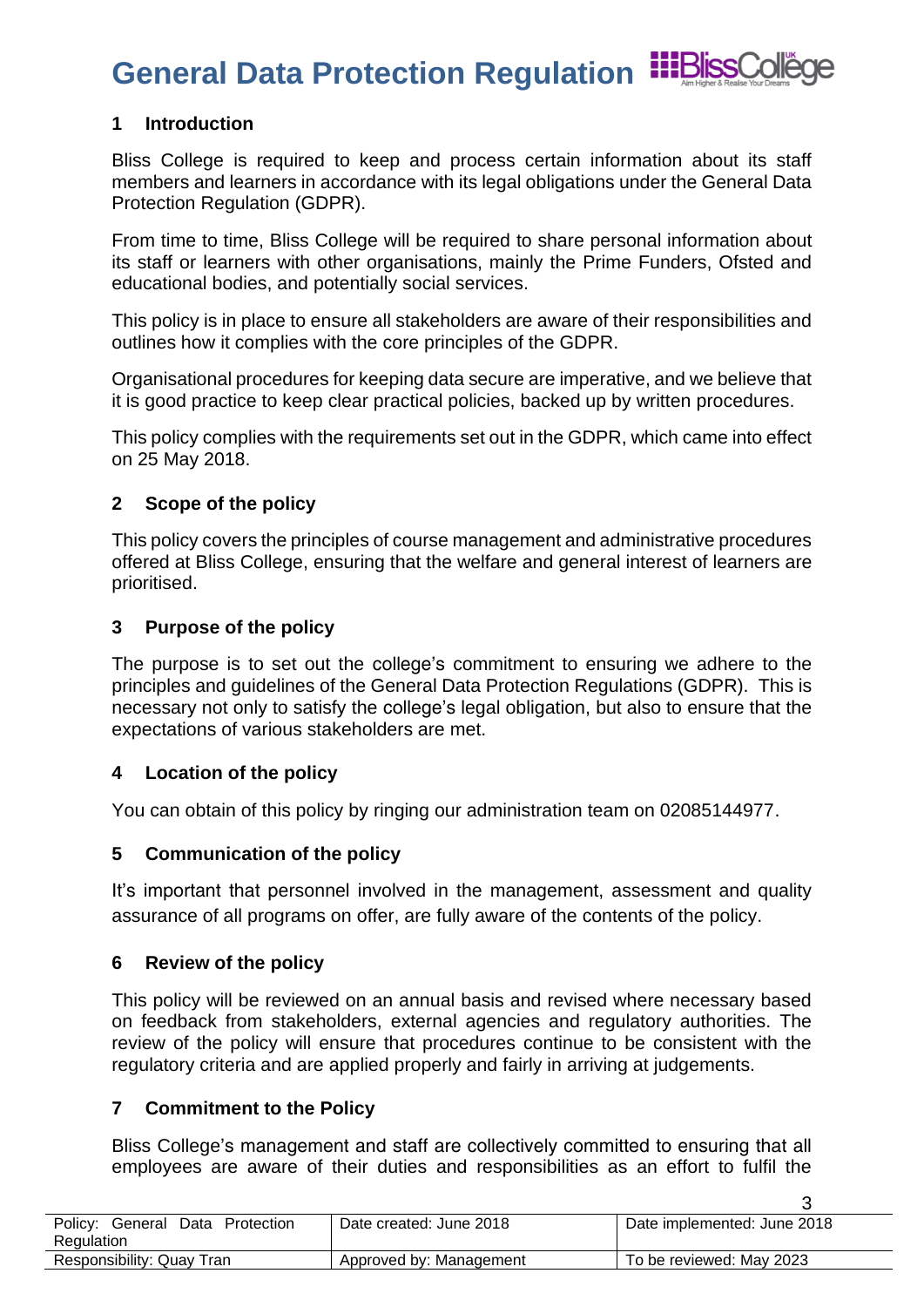# General Data Protection Regulation

## 1 Introduction

Bliss College is required to keep and process certain information about its staff members and learners in accordance with its legal obligations under the General Data Protection Regulation (GDPR).

From time to time, Bliss College will be required to share personal information about its staff or learners with other organisations, mainly the Prime Funders, Ofsted and educational bodies, and potentially social services.

This policy is in place to ensure all stakeholders are aware of their responsibilities and outlines how it complies with the core principles of the GDPR.

Organisational procedures for keeping data secure are imperative, and we believe that it is good practice to keep clear practical policies, backed up by written procedures.

This policy complies with the requirements set out in the GDPR, which came into effect on 25 May 2018.

## 2 Scope of the policy

This policy covers the principles of course management and administrative procedures offered at Bliss College, ensuring that the welfare and general interest of learners are prioritised.

## 3 Purpose of the policy

The purpose is to set out the college's commitment to ensuring we adhere to the principles and guidelines of the General Data Protection Regulations (GDPR). This is necessary not only to satisfy the college's legal obligation, but also to ensure that the expectations of various stakeholders are met.

## 4 Location of the policy

You can obtain of this policy by ringing our administration team on 02085144977.

## 5 Communication of the policy

It's important that personnel involved in the management, assessment and quality assurance of all programs on offer, are fully aware of the contents of the policy.

## 6 Review of the policy

This policy will be reviewed on an annual basis and revised where necessary based on feedback from stakeholders, external agencies and regulatory authorities. The review of the policy will ensure that procedures continue to be consistent with the regulatory criteria and are applied properly and fairly in arriving at judgements.

## 7 Commitment to the Policy

Bliss College's management and staff are collectively committed to ensuring that all employees are aware of their duties and responsibilities as an effort to fulfil the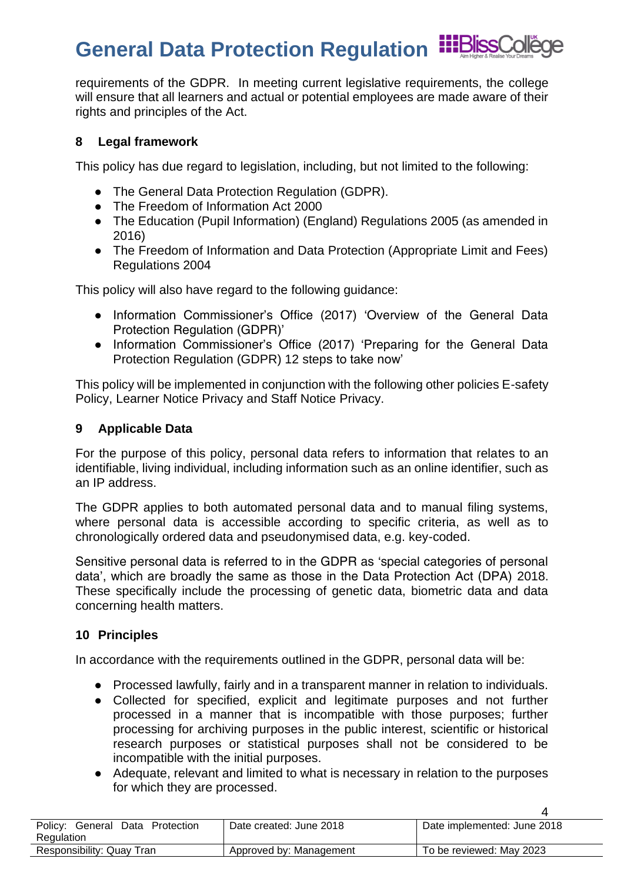requirements of the GDPR. In meeting current legislative requirements, the college will ensure that all learners and actual or potential employees are made aware of their rights and principles of the Act.

## 8 Legal framework

This policy has due regard to legislation, including, but not limited to the following:

- The General Data Protection Regulation (GDPR).
- The Freedom of Information Act 2000
- The Education (Pupil Information) (England) Regulations 2005 (as amended in 2016)
- The Freedom of Information and Data Protection (Appropriate Limit and Fees) Regulations 2004

This policy will also have regard to the following guidance:

- Information Commissioner's Office (2017) 'Overview of the General Data Protection Regulation (GDPR)'
- Information Commissioner's Office (2017) 'Preparing for the General Data Protection Regulation (GDPR) 12 steps to take now'

This policy will be implemented in conjunction with the following other policies E-safety Policy, Learner Notice Privacy and Staff Notice Privacy.

## 9 Applicable Data

For the purpose of this policy, personal data refers to information that relates to an identifiable, living individual, including information such as an online identifier, such as an IP address.

The GDPR applies to both automated personal data and to manual filing systems, where personal data is accessible according to specific criteria, as well as to chronologically ordered data and pseudonymised data, e.g. key-coded.

Sensitive personal data is referred to in the GDPR as 'special categories of personal data', which are broadly the same as those in the Data Protection Act (DPA) 2018. These specifically include the processing of genetic data, biometric data and data concerning health matters.

## 10 Principles

In accordance with the requirements outlined in the GDPR, personal data will be:

- Processed lawfully, fairly and in a transparent manner in relation to individuals.
- Collected for specified, explicit and legitimate purposes and not further processed in a manner that is incompatible with those purposes; further processing for archiving purposes in the public interest, scientific or historical research purposes or statistical purposes shall not be considered to be incompatible with the initial purposes.
- Adequate, relevant and limited to what is necessary in relation to the purposes for which they are processed.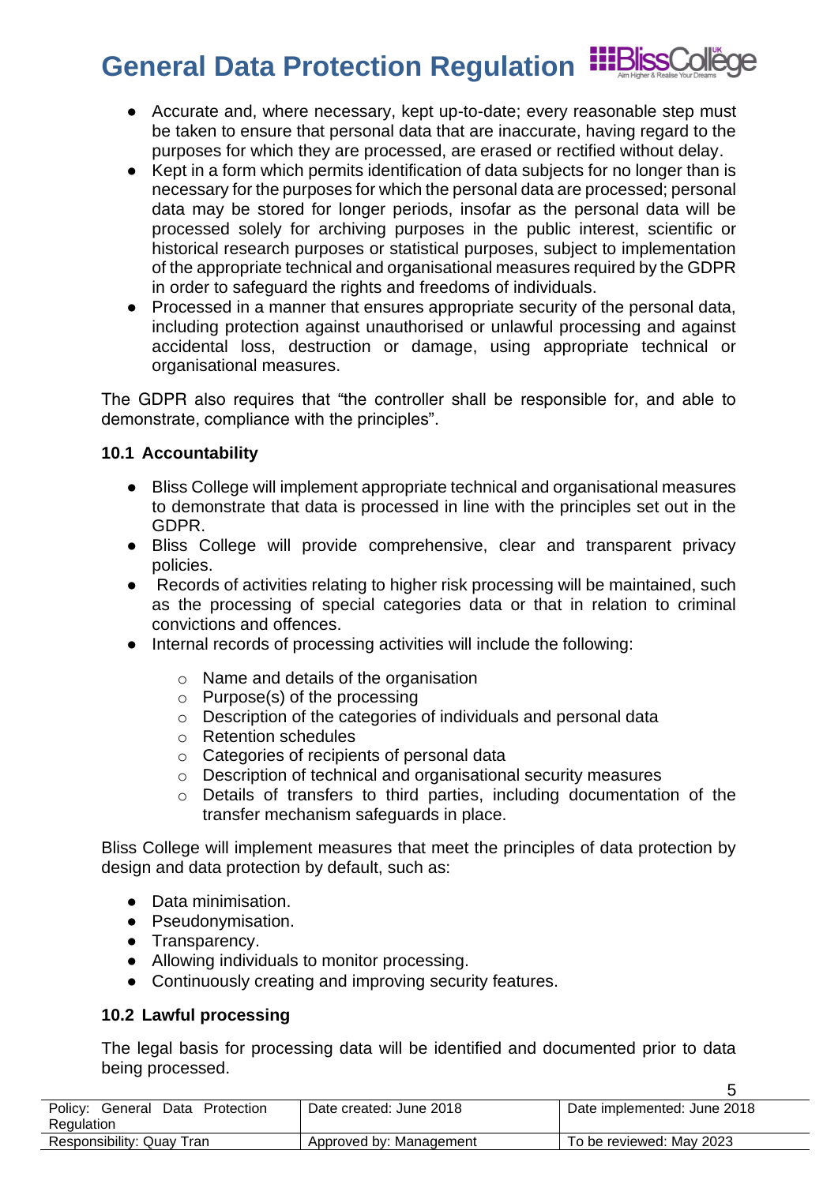- Accurate and, where necessary, kept up-to-date; every reasonable step must be taken to ensure that personal data that are inaccurate, having regard to the purposes for which they are processed, are erased or rectified without delay.
- Kept in a form which permits identification of data subjects for no longer than is necessary for the purposes for which the personal data are processed; personal data may be stored for longer periods, insofar as the personal data will be processed solely for archiving purposes in the public interest, scientific or historical research purposes or statistical purposes, subject to implementation of the appropriate technical and organisational measures required by the GDPR in order to safeguard the rights and freedoms of individuals.
- Processed in a manner that ensures appropriate security of the personal data, including protection against unauthorised or unlawful processing and against accidental loss, destruction or damage, using appropriate technical or organisational measures.

The GDPR also requires that "the controller shall be responsible for, and able to demonstrate, compliance with the principles".

### 10.1 Accountability

- Bliss College will implement appropriate technical and organisational measures to demonstrate that data is processed in line with the principles set out in the GDPR.
- Bliss College will provide comprehensive, clear and transparent privacy policies.
- Records of activities relating to higher risk processing will be maintained, such as the processing of special categories data or that in relation to criminal convictions and offences.
- Internal records of processing activities will include the following:
  - Name and details of the organisation
  - Purpose(s) of the processing
  - Description of the categories of individuals and personal data
  - Retention schedules
  - Categories of recipients of personal data
  - Description of technical and organisational security measures
  - Details of transfers to third parties, including documentation of the transfer mechanism safeguards in place.

Bliss College will implement measures that meet the principles of data protection by design and data protection by default, such as:

- Data minimisation.
- Pseudonymisation.
- Transparency.
- Allowing individuals to monitor processing.
- Continuously creating and improving security features.

### 10.2 Lawful processing

The legal basis for processing data will be identified and documented prior to data being processed.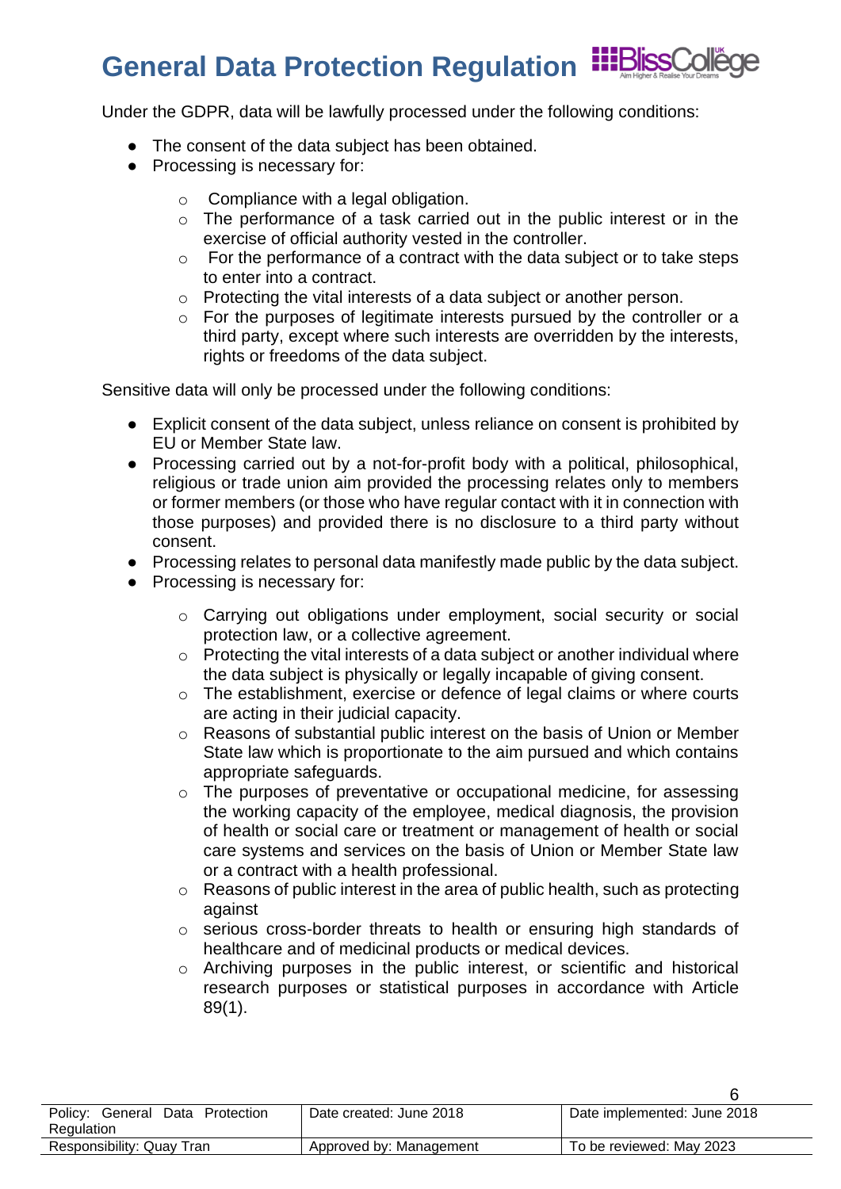Under the GDPR, data will be lawfully processed under the following conditions:

- The consent of the data subject has been obtained.
- Processing is necessary for:
  - Compliance with a legal obligation.
  - The performance of a task carried out in the public interest or in the exercise of official authority vested in the controller.
  - For the performance of a contract with the data subject or to take steps to enter into a contract.
  - Protecting the vital interests of a data subject or another person.
  - For the purposes of legitimate interests pursued by the controller or a third party, except where such interests are overridden by the interests, rights or freedoms of the data subject.

Sensitive data will only be processed under the following conditions:

- Explicit consent of the data subject, unless reliance on consent is prohibited by EU or Member State law.
- Processing carried out by a not-for-profit body with a political, philosophical, religious or trade union aim provided the processing relates only to members or former members (or those who have regular contact with it in connection with those purposes) and provided there is no disclosure to a third party without consent.
- Processing relates to personal data manifestly made public by the data subject.
- Processing is necessary for:
  - Carrying out obligations under employment, social security or social protection law, or a collective agreement.
  - Protecting the vital interests of a data subject or another individual where the data subject is physically or legally incapable of giving consent.
  - The establishment, exercise or defence of legal claims or where courts are acting in their judicial capacity.
  - Reasons of substantial public interest on the basis of Union or Member State law which is proportionate to the aim pursued and which contains appropriate safeguards.
  - The purposes of preventative or occupational medicine, for assessing the working capacity of the employee, medical diagnosis, the provision of health or social care or treatment or management of health or social care systems and services on the basis of Union or Member State law or a contract with a health professional.
  - Reasons of public interest in the area of public health, such as protecting against
  - serious cross-border threats to health or ensuring high standards of healthcare and of medicinal products or medical devices.
  - Archiving purposes in the public interest, or scientific and historical research purposes or statistical purposes in accordance with Article 89(1).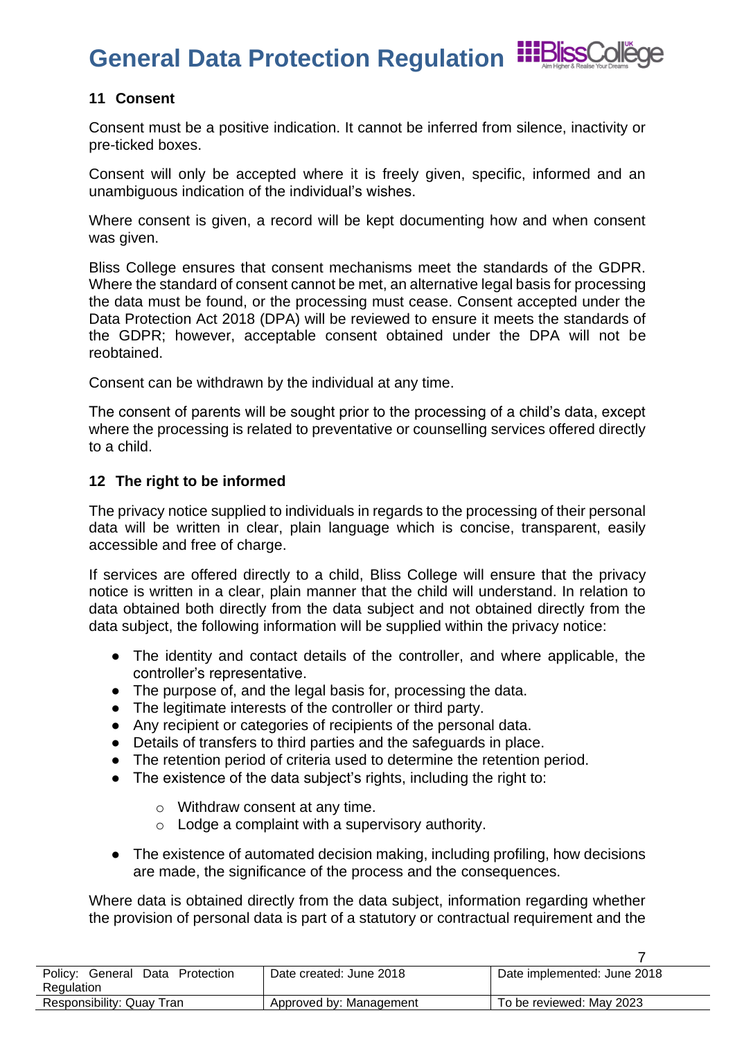## 11 Consent

Consent must be a positive indication. It cannot be inferred from silence, inactivity or pre-ticked boxes.

Consent will only be accepted where it is freely given, specific, informed and an unambiguous indication of the individual's wishes.

Where consent is given, a record will be kept documenting how and when consent was given.

Bliss College ensures that consent mechanisms meet the standards of the GDPR. Where the standard of consent cannot be met, an alternative legal basis for processing the data must be found, or the processing must cease. Consent accepted under the Data Protection Act 2018 (DPA) will be reviewed to ensure it meets the standards of the GDPR; however, acceptable consent obtained under the DPA will not be reobtained.

Consent can be withdrawn by the individual at any time.

The consent of parents will be sought prior to the processing of a child's data, except where the processing is related to preventative or counselling services offered directly to a child.

## 12 The right to be informed

The privacy notice supplied to individuals in regards to the processing of their personal data will be written in clear, plain language which is concise, transparent, easily accessible and free of charge.

If services are offered directly to a child, Bliss College will ensure that the privacy notice is written in a clear, plain manner that the child will understand. In relation to data obtained both directly from the data subject and not obtained directly from the data subject, the following information will be supplied within the privacy notice:

- The identity and contact details of the controller, and where applicable, the controller's representative.
- The purpose of, and the legal basis for, processing the data.
- The legitimate interests of the controller or third party.
- Any recipient or categories of recipients of the personal data.
- Details of transfers to third parties and the safeguards in place.
- The retention period of criteria used to determine the retention period.
- The existence of the data subject's rights, including the right to:
  - Withdraw consent at any time.
  - Lodge a complaint with a supervisory authority.
- The existence of automated decision making, including profiling, how decisions are made, the significance of the process and the consequences.

Where data is obtained directly from the data subject, information regarding whether the provision of personal data is part of a statutory or contractual requirement and the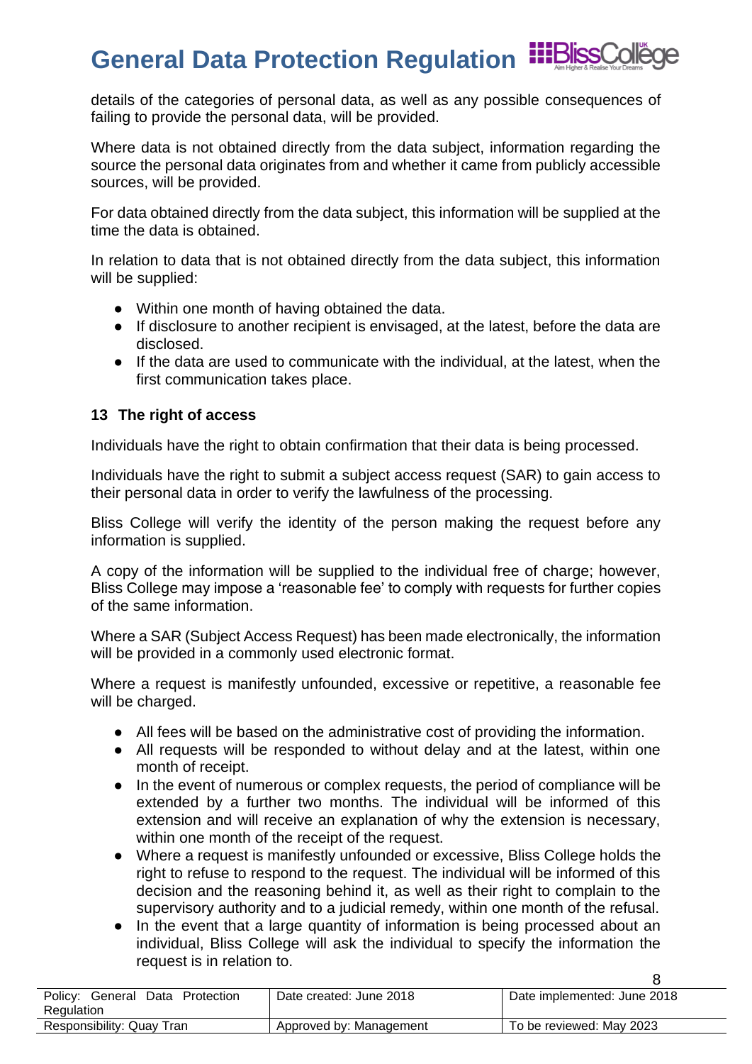details of the categories of personal data, as well as any possible consequences of failing to provide the personal data, will be provided.

Where data is not obtained directly from the data subject, information regarding the source the personal data originates from and whether it came from publicly accessible sources, will be provided.

For data obtained directly from the data subject, this information will be supplied at the time the data is obtained.

In relation to data that is not obtained directly from the data subject, this information will be supplied:

- Within one month of having obtained the data.
- If disclosure to another recipient is envisaged, at the latest, before the data are disclosed.
- If the data are used to communicate with the individual, at the latest, when the first communication takes place.

## 13 The right of access

Individuals have the right to obtain confirmation that their data is being processed.

Individuals have the right to submit a subject access request (SAR) to gain access to their personal data in order to verify the lawfulness of the processing.

Bliss College will verify the identity of the person making the request before any information is supplied.

A copy of the information will be supplied to the individual free of charge; however, Bliss College may impose a 'reasonable fee' to comply with requests for further copies of the same information.

Where a SAR (Subject Access Request) has been made electronically, the information will be provided in a commonly used electronic format.

Where a request is manifestly unfounded, excessive or repetitive, a reasonable fee will be charged.

- All fees will be based on the administrative cost of providing the information.
- All requests will be responded to without delay and at the latest, within one month of receipt.
- In the event of numerous or complex requests, the period of compliance will be extended by a further two months. The individual will be informed of this extension and will receive an explanation of why the extension is necessary, within one month of the receipt of the request.
- Where a request is manifestly unfounded or excessive, Bliss College holds the right to refuse to respond to the request. The individual will be informed of this decision and the reasoning behind it, as well as their right to complain to the supervisory authority and to a judicial remedy, within one month of the refusal.
- In the event that a large quantity of information is being processed about an individual, Bliss College will ask the individual to specify the information the request is in relation to.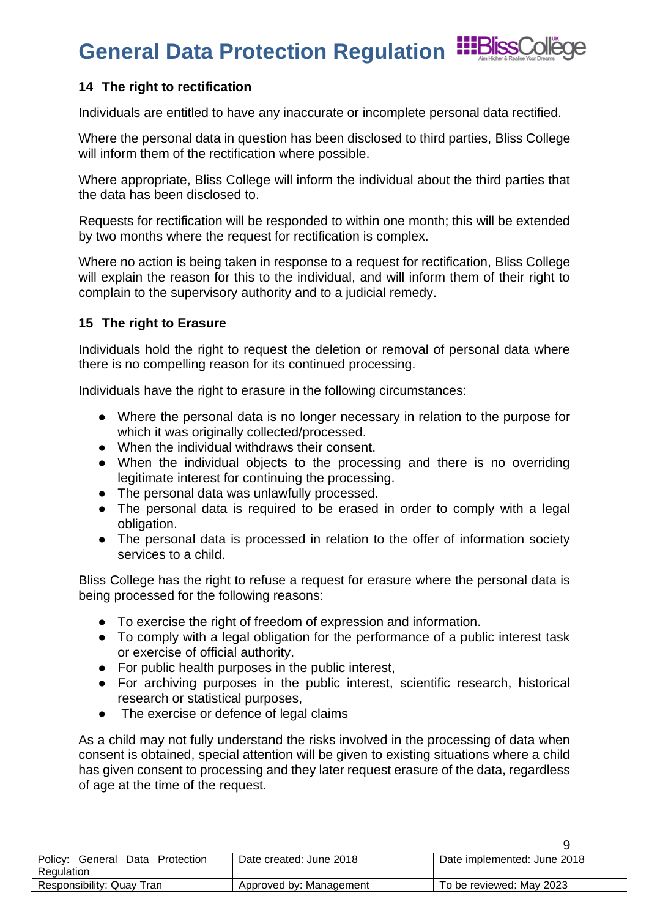## 14 The right to rectification

Individuals are entitled to have any inaccurate or incomplete personal data rectified.

Where the personal data in question has been disclosed to third parties, Bliss College will inform them of the rectification where possible.

Where appropriate, Bliss College will inform the individual about the third parties that the data has been disclosed to.

Requests for rectification will be responded to within one month; this will be extended by two months where the request for rectification is complex.

Where no action is being taken in response to a request for rectification, Bliss College will explain the reason for this to the individual, and will inform them of their right to complain to the supervisory authority and to a judicial remedy.

## 15 The right to Erasure

Individuals hold the right to request the deletion or removal of personal data where there is no compelling reason for its continued processing.

Individuals have the right to erasure in the following circumstances:

- Where the personal data is no longer necessary in relation to the purpose for which it was originally collected/processed.
- When the individual withdraws their consent.
- When the individual objects to the processing and there is no overriding legitimate interest for continuing the processing.
- The personal data was unlawfully processed.
- The personal data is required to be erased in order to comply with a legal obligation.
- The personal data is processed in relation to the offer of information society services to a child.

Bliss College has the right to refuse a request for erasure where the personal data is being processed for the following reasons:

- To exercise the right of freedom of expression and information.
- To comply with a legal obligation for the performance of a public interest task or exercise of official authority.
- For public health purposes in the public interest,
- For archiving purposes in the public interest, scientific research, historical research or statistical purposes,
- The exercise or defence of legal claims

As a child may not fully understand the risks involved in the processing of data when consent is obtained, special attention will be given to existing situations where a child has given consent to processing and they later request erasure of the data, regardless of age at the time of the request.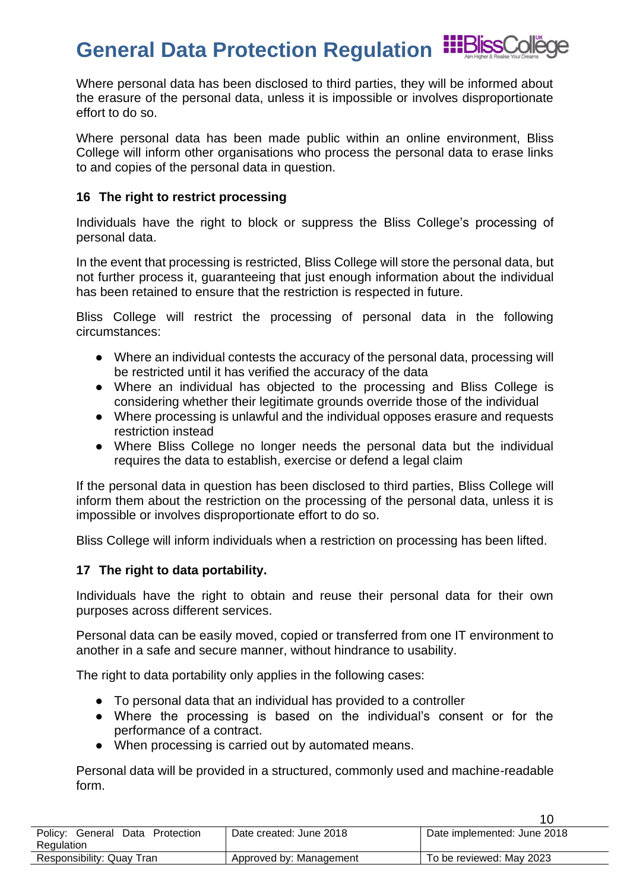Where personal data has been disclosed to third parties, they will be informed about the erasure of the personal data, unless it is impossible or involves disproportionate effort to do so.

Where personal data has been made public within an online environment, Bliss College will inform other organisations who process the personal data to erase links to and copies of the personal data in question.

## 16 The right to restrict processing

Individuals have the right to block or suppress the Bliss College's processing of personal data.

In the event that processing is restricted, Bliss College will store the personal data, but not further process it, guaranteeing that just enough information about the individual has been retained to ensure that the restriction is respected in future.

Bliss College will restrict the processing of personal data in the following circumstances:

- Where an individual contests the accuracy of the personal data, processing will be restricted until it has verified the accuracy of the data
- Where an individual has objected to the processing and Bliss College is considering whether their legitimate grounds override those of the individual
- Where processing is unlawful and the individual opposes erasure and requests restriction instead
- Where Bliss College no longer needs the personal data but the individual requires the data to establish, exercise or defend a legal claim

If the personal data in question has been disclosed to third parties, Bliss College will inform them about the restriction on the processing of the personal data, unless it is impossible or involves disproportionate effort to do so.

Bliss College will inform individuals when a restriction on processing has been lifted.

## 17 The right to data portability.

Individuals have the right to obtain and reuse their personal data for their own purposes across different services.

Personal data can be easily moved, copied or transferred from one IT environment to another in a safe and secure manner, without hindrance to usability.

The right to data portability only applies in the following cases:

- To personal data that an individual has provided to a controller
- Where the processing is based on the individual's consent or for the performance of a contract.
- When processing is carried out by automated means.

Personal data will be provided in a structured, commonly used and machine-readable form.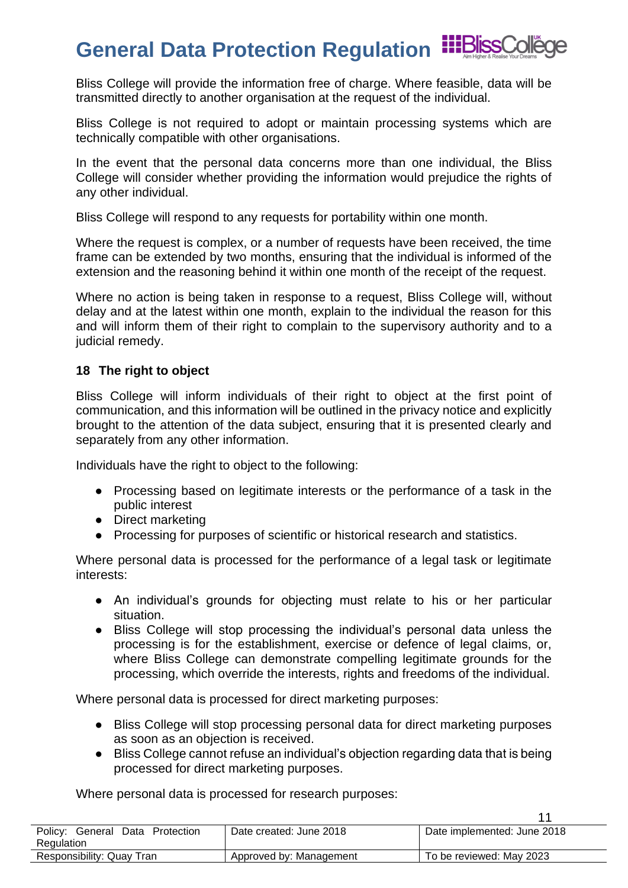Bliss College will provide the information free of charge. Where feasible, data will be transmitted directly to another organisation at the request of the individual.

Bliss College is not required to adopt or maintain processing systems which are technically compatible with other organisations.

In the event that the personal data concerns more than one individual, the Bliss College will consider whether providing the information would prejudice the rights of any other individual.

Bliss College will respond to any requests for portability within one month.

Where the request is complex, or a number of requests have been received, the time frame can be extended by two months, ensuring that the individual is informed of the extension and the reasoning behind it within one month of the receipt of the request.

Where no action is being taken in response to a request, Bliss College will, without delay and at the latest within one month, explain to the individual the reason for this and will inform them of their right to complain to the supervisory authority and to a judicial remedy.

## 18 The right to object

Bliss College will inform individuals of their right to object at the first point of communication, and this information will be outlined in the privacy notice and explicitly brought to the attention of the data subject, ensuring that it is presented clearly and separately from any other information.

Individuals have the right to object to the following:

- Processing based on legitimate interests or the performance of a task in the public interest
- Direct marketing
- Processing for purposes of scientific or historical research and statistics.

Where personal data is processed for the performance of a legal task or legitimate interests:

- An individual's grounds for objecting must relate to his or her particular situation.
- Bliss College will stop processing the individual's personal data unless the processing is for the establishment, exercise or defence of legal claims, or, where Bliss College can demonstrate compelling legitimate grounds for the processing, which override the interests, rights and freedoms of the individual.

Where personal data is processed for direct marketing purposes:

- Bliss College will stop processing personal data for direct marketing purposes as soon as an objection is received.
- Bliss College cannot refuse an individual's objection regarding data that is being processed for direct marketing purposes.

Where personal data is processed for research purposes: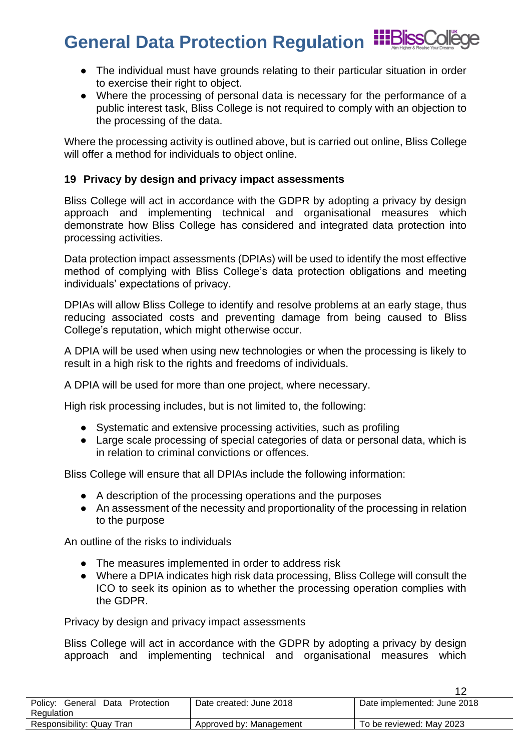- The individual must have grounds relating to their particular situation in order to exercise their right to object.
- Where the processing of personal data is necessary for the performance of a public interest task, Bliss College is not required to comply with an objection to the processing of the data.

Where the processing activity is outlined above, but is carried out online, Bliss College will offer a method for individuals to object online.

**19 Privacy by design and privacy impact assessments**

Bliss College will act in accordance with the GDPR by adopting a privacy by design approach and implementing technical and organisational measures which demonstrate how Bliss College has considered and integrated data protection into processing activities.

Data protection impact assessments (DPIAs) will be used to identify the most effective method of complying with Bliss College's data protection obligations and meeting individuals' expectations of privacy.

DPIAs will allow Bliss College to identify and resolve problems at an early stage, thus reducing associated costs and preventing damage from being caused to Bliss College's reputation, which might otherwise occur.

A DPIA will be used when using new technologies or when the processing is likely to result in a high risk to the rights and freedoms of individuals.

A DPIA will be used for more than one project, where necessary.

High risk processing includes, but is not limited to, the following:

- Systematic and extensive processing activities, such as profiling
- Large scale processing of special categories of data or personal data, which is in relation to criminal convictions or offences.

Bliss College will ensure that all DPIAs include the following information:

- A description of the processing operations and the purposes
- An assessment of the necessity and proportionality of the processing in relation to the purpose

An outline of the risks to individuals

- The measures implemented in order to address risk
- Where a DPIA indicates high risk data processing, Bliss College will consult the ICO to seek its opinion as to whether the processing operation complies with the GDPR.

Privacy by design and privacy impact assessments

Bliss College will act in accordance with the GDPR by adopting a privacy by design approach and implementing technical and organisational measures which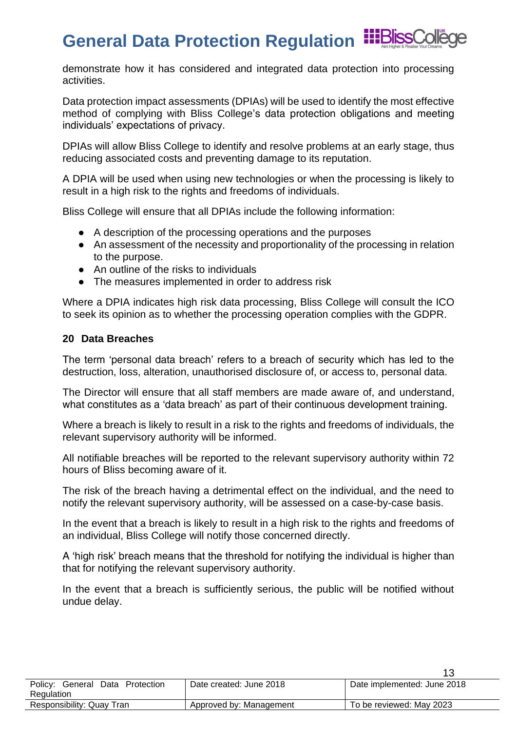demonstrate how it has considered and integrated data protection into processing activities.

Data protection impact assessments (DPIAs) will be used to identify the most effective method of complying with Bliss College's data protection obligations and meeting individuals' expectations of privacy.

DPIAs will allow Bliss College to identify and resolve problems at an early stage, thus reducing associated costs and preventing damage to its reputation.

A DPIA will be used when using new technologies or when the processing is likely to result in a high risk to the rights and freedoms of individuals.

Bliss College will ensure that all DPIAs include the following information:

- A description of the processing operations and the purposes
- An assessment of the necessity and proportionality of the processing in relation to the purpose.
- An outline of the risks to individuals
- The measures implemented in order to address risk

Where a DPIA indicates high risk data processing, Bliss College will consult the ICO to seek its opinion as to whether the processing operation complies with the GDPR.

## 20 Data Breaches

The term 'personal data breach' refers to a breach of security which has led to the destruction, loss, alteration, unauthorised disclosure of, or access to, personal data.

The Director will ensure that all staff members are made aware of, and understand, what constitutes as a 'data breach' as part of their continuous development training.

Where a breach is likely to result in a risk to the rights and freedoms of individuals, the relevant supervisory authority will be informed.

All notifiable breaches will be reported to the relevant supervisory authority within 72 hours of Bliss becoming aware of it.

The risk of the breach having a detrimental effect on the individual, and the need to notify the relevant supervisory authority, will be assessed on a case-by-case basis.

In the event that a breach is likely to result in a high risk to the rights and freedoms of an individual, Bliss College will notify those concerned directly.

A 'high risk' breach means that the threshold for notifying the individual is higher than that for notifying the relevant supervisory authority.

In the event that a breach is sufficiently serious, the public will be notified without undue delay.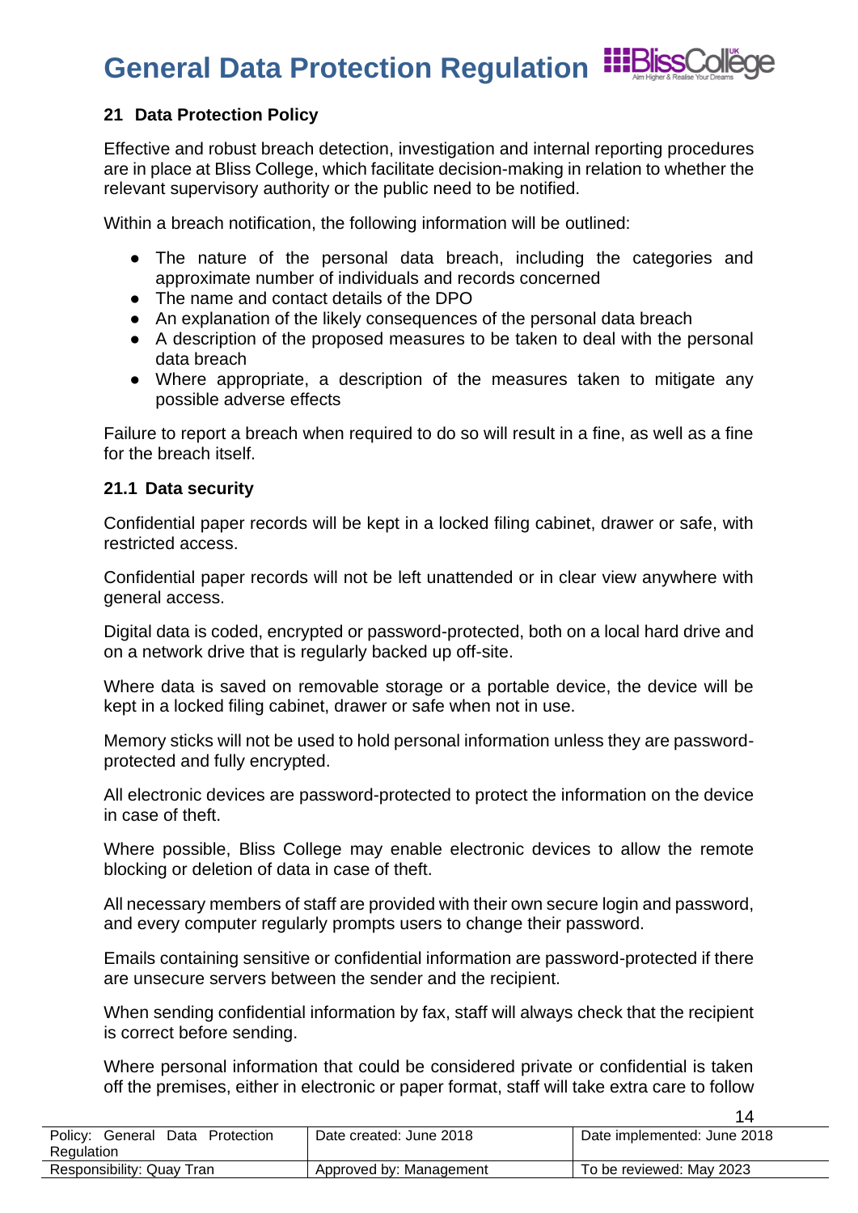### 21 Data Protection Policy

Effective and robust breach detection, investigation and internal reporting procedures are in place at Bliss College, which facilitate decision-making in relation to whether the relevant supervisory authority or the public need to be notified.

Within a breach notification, the following information will be outlined:

- The nature of the personal data breach, including the categories and approximate number of individuals and records concerned
- The name and contact details of the DPO
- An explanation of the likely consequences of the personal data breach
- A description of the proposed measures to be taken to deal with the personal data breach
- Where appropriate, a description of the measures taken to mitigate any possible adverse effects

Failure to report a breach when required to do so will result in a fine, as well as a fine for the breach itself.

#### 21.1 Data security

Confidential paper records will be kept in a locked filing cabinet, drawer or safe, with restricted access.

Confidential paper records will not be left unattended or in clear view anywhere with general access.

Digital data is coded, encrypted or password-protected, both on a local hard drive and on a network drive that is regularly backed up off-site.

Where data is saved on removable storage or a portable device, the device will be kept in a locked filing cabinet, drawer or safe when not in use.

Memory sticks will not be used to hold personal information unless they are password-protected and fully encrypted.

All electronic devices are password-protected to protect the information on the device in case of theft.

Where possible, Bliss College may enable electronic devices to allow the remote blocking or deletion of data in case of theft.

All necessary members of staff are provided with their own secure login and password, and every computer regularly prompts users to change their password.

Emails containing sensitive or confidential information are password-protected if there are unsecure servers between the sender and the recipient.

When sending confidential information by fax, staff will always check that the recipient is correct before sending.

Where personal information that could be considered private or confidential is taken off the premises, either in electronic or paper format, staff will take extra care to follow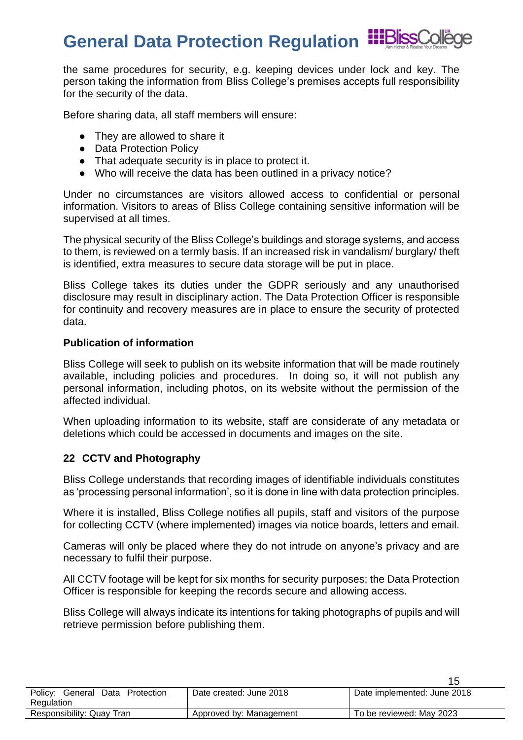the same procedures for security, e.g. keeping devices under lock and key. The person taking the information from Bliss College's premises accepts full responsibility for the security of the data.

Before sharing data, all staff members will ensure:

- They are allowed to share it
- Data Protection Policy
- That adequate security is in place to protect it.
- Who will receive the data has been outlined in a privacy notice?

Under no circumstances are visitors allowed access to confidential or personal information. Visitors to areas of Bliss College containing sensitive information will be supervised at all times.

The physical security of the Bliss College's buildings and storage systems, and access to them, is reviewed on a termly basis. If an increased risk in vandalism/ burglary/ theft is identified, extra measures to secure data storage will be put in place.

Bliss College takes its duties under the GDPR seriously and any unauthorised disclosure may result in disciplinary action. The Data Protection Officer is responsible for continuity and recovery measures are in place to ensure the security of protected data.

**Publication of information**

Bliss College will seek to publish on its website information that will be made routinely available, including policies and procedures. In doing so, it will not publish any personal information, including photos, on its website without the permission of the affected individual.

When uploading information to its website, staff are considerate of any metadata or deletions which could be accessed in documents and images on the site.

## 22 CCTV and Photography

Bliss College understands that recording images of identifiable individuals constitutes as 'processing personal information', so it is done in line with data protection principles.

Where it is installed, Bliss College notifies all pupils, staff and visitors of the purpose for collecting CCTV (where implemented) images via notice boards, letters and email.

Cameras will only be placed where they do not intrude on anyone's privacy and are necessary to fulfil their purpose.

All CCTV footage will be kept for six months for security purposes; the Data Protection Officer is responsible for keeping the records secure and allowing access.

Bliss College will always indicate its intentions for taking photographs of pupils and will retrieve permission before publishing them.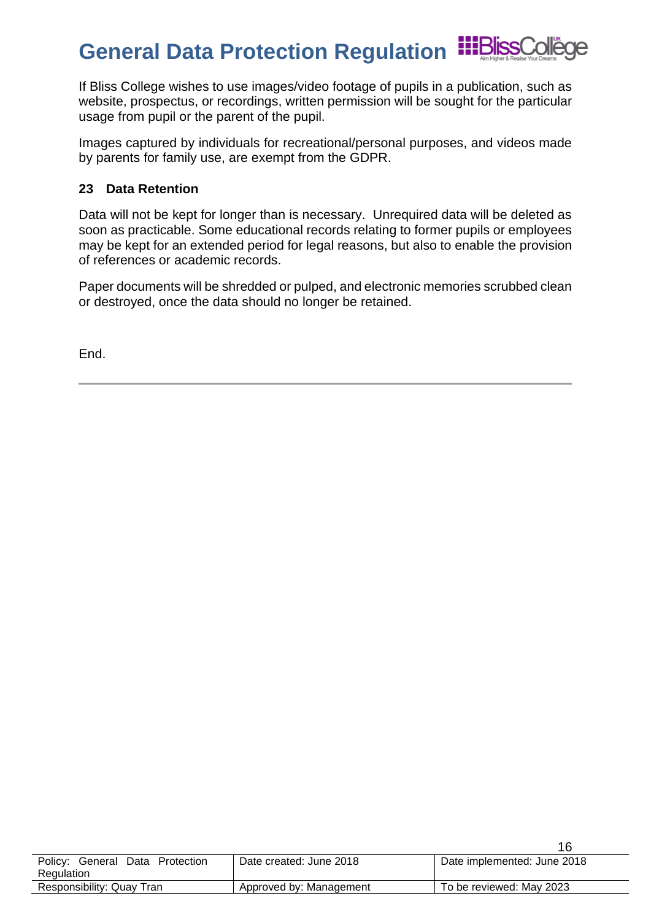If Bliss College wishes to use images/video footage of pupils in a publication, such as website, prospectus, or recordings, written permission will be sought for the particular usage from pupil or the parent of the pupil.

Images captured by individuals for recreational/personal purposes, and videos made by parents for family use, are exempt from the GDPR.

### 23 Data Retention

Data will not be kept for longer than is necessary. Unrequired data will be deleted as soon as practicable. Some educational records relating to former pupils or employees may be kept for an extended period for legal reasons, but also to enable the provision of references or academic records.

Paper documents will be shredded or pulped, and electronic memories scrubbed clean or destroyed, once the data should no longer be retained.

End.

---